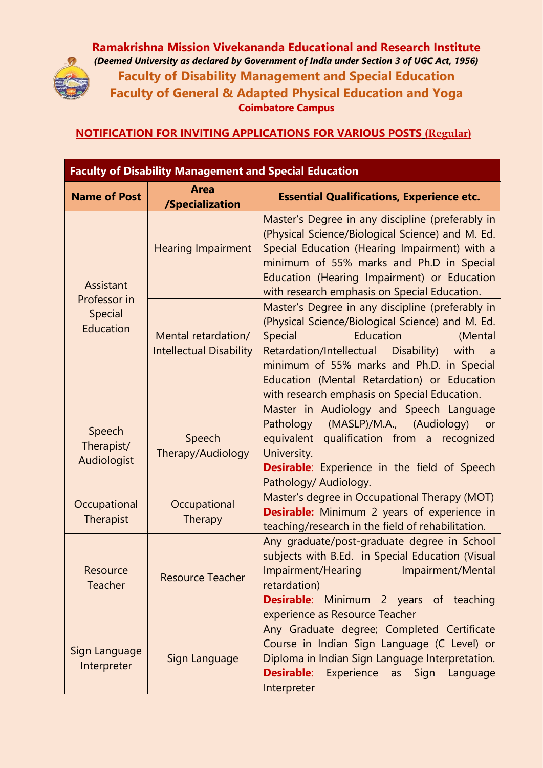# Ramakrishna Mission Vivekananda Educational and Research Institute

*(Deemed University as declared by Government of India under Section 3 of UGC Act, 1956)*

## Faculty of Disability Management and Special Education

## Faculty of General & Adapted Physical Education and Yoga

**Coimbatore Campus**

## NOTIFICATION FOR INVITING APPLICATIONS FOR VARIOUS POSTS (Regular)

| Faculty of Disability Management and Special Education | | |
|---|---|---|
| **Name of Post** | **Area /Specialization** | **Essential Qualifications, Experience etc.** |
| Assistant Professor in Special Education | Hearing Impairment | Master's Degree in any discipline (preferably in (Physical Science/Biological Science) and M. Ed. Special Education (Hearing Impairment) with a minimum of 55% marks and Ph.D in Special Education (Hearing Impairment) or Education with research emphasis on Special Education. |
| | Mental retardation/ Intellectual Disability | Master's Degree in any discipline (preferably in (Physical Science/Biological Science) and M. Ed. Special Education (Mental Retardation/Intellectual Disability) with a minimum of 55% marks and Ph.D. in Special Education (Mental Retardation) or Education with research emphasis on Special Education. |
| Speech Therapist/ Audiologist | Speech Therapy/Audiology | Master in Audiology and Speech Language Pathology (MASLP)/M.A., (Audiology) or equivalent qualification from a recognized University. **Desirable**: Experience in the field of Speech Pathology/ Audiology. |
| Occupational Therapist | Occupational Therapy | Master's degree in Occupational Therapy (MOT) **Desirable:** Minimum 2 years of experience in teaching/research in the field of rehabilitation. |
| Resource Teacher | Resource Teacher | Any graduate/post-graduate degree in School subjects with B.Ed. in Special Education (Visual Impairment/Hearing Impairment/Mental retardation) **Desirable**: Minimum 2 years of teaching experience as Resource Teacher |
| Sign Language Interpreter | Sign Language | Any Graduate degree; Completed Certificate Course in Indian Sign Language (C Level) or Diploma in Indian Sign Language Interpretation. **Desirable**: Experience as Sign Language Interpreter |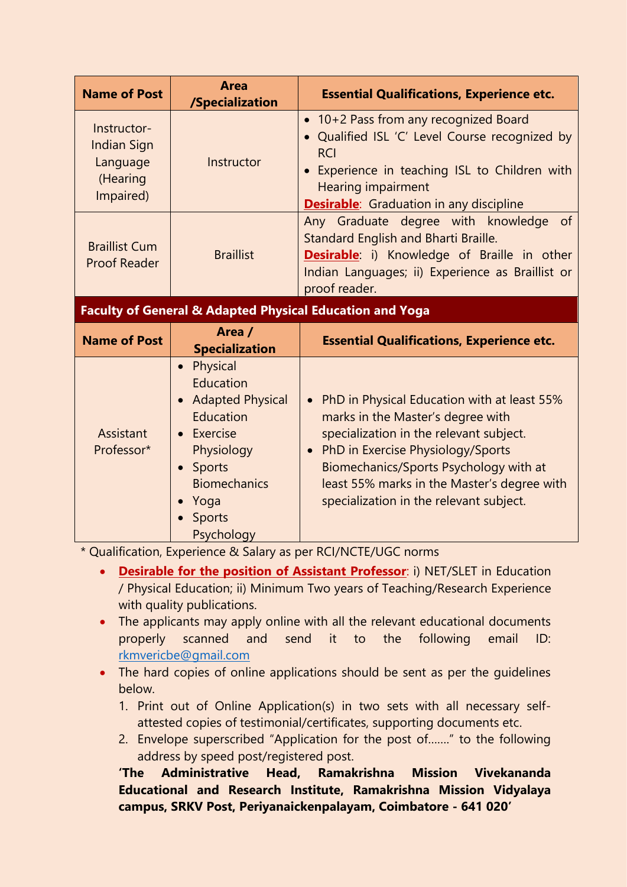| Name of Post | Area /Specialization | Essential Qualifications, Experience etc. |
|---|---|---|
| Instructor- Indian Sign Language (Hearing Impaired) | Instructor | • 10+2 Pass from any recognized Board<br>• Qualified ISL 'C' Level Course recognized by RCI<br>• Experience in teaching ISL to Children with Hearing impairment<br>**Desirable**: Graduation in any discipline |
| Braillist Cum Proof Reader | Braillist | Any Graduate degree with knowledge of Standard English and Bharti Braille.<br>**Desirable**: i) Knowledge of Braille in other Indian Languages; ii) Experience as Braillist or proof reader. |

**Faculty of General & Adapted Physical Education and Yoga**

| Name of Post | Area / Specialization | Essential Qualifications, Experience etc. |
|---|---|---|
| Assistant Professor* | • Physical Education<br>• Adapted Physical Education<br>• Exercise Physiology<br>• Sports Biomechanics<br>• Yoga<br>• Sports Psychology | • PhD in Physical Education with at least 55% marks in the Master's degree with specialization in the relevant subject.<br>• PhD in Exercise Physiology/Sports Biomechanics/Sports Psychology with at least 55% marks in the Master's degree with specialization in the relevant subject. |

* Qualification, Experience & Salary as per RCI/NCTE/UGC norms

- **Desirable for the position of Assistant Professor**: i) NET/SLET in Education / Physical Education; ii) Minimum Two years of Teaching/Research Experience with quality publications.
- The applicants may apply online with all the relevant educational documents properly scanned and send it to the following email ID: rkmvericbe@gmail.com
- The hard copies of online applications should be sent as per the guidelines below.
  1. Print out of Online Application(s) in two sets with all necessary self-attested copies of testimonial/certificates, supporting documents etc.
  2. Envelope superscribed "Application for the post of……." to the following address by speed post/registered post.

**'The Administrative Head, Ramakrishna Mission Vivekananda Educational and Research Institute, Ramakrishna Mission Vidyalaya campus, SRKV Post, Periyanaickenpalayam, Coimbatore - 641 020'**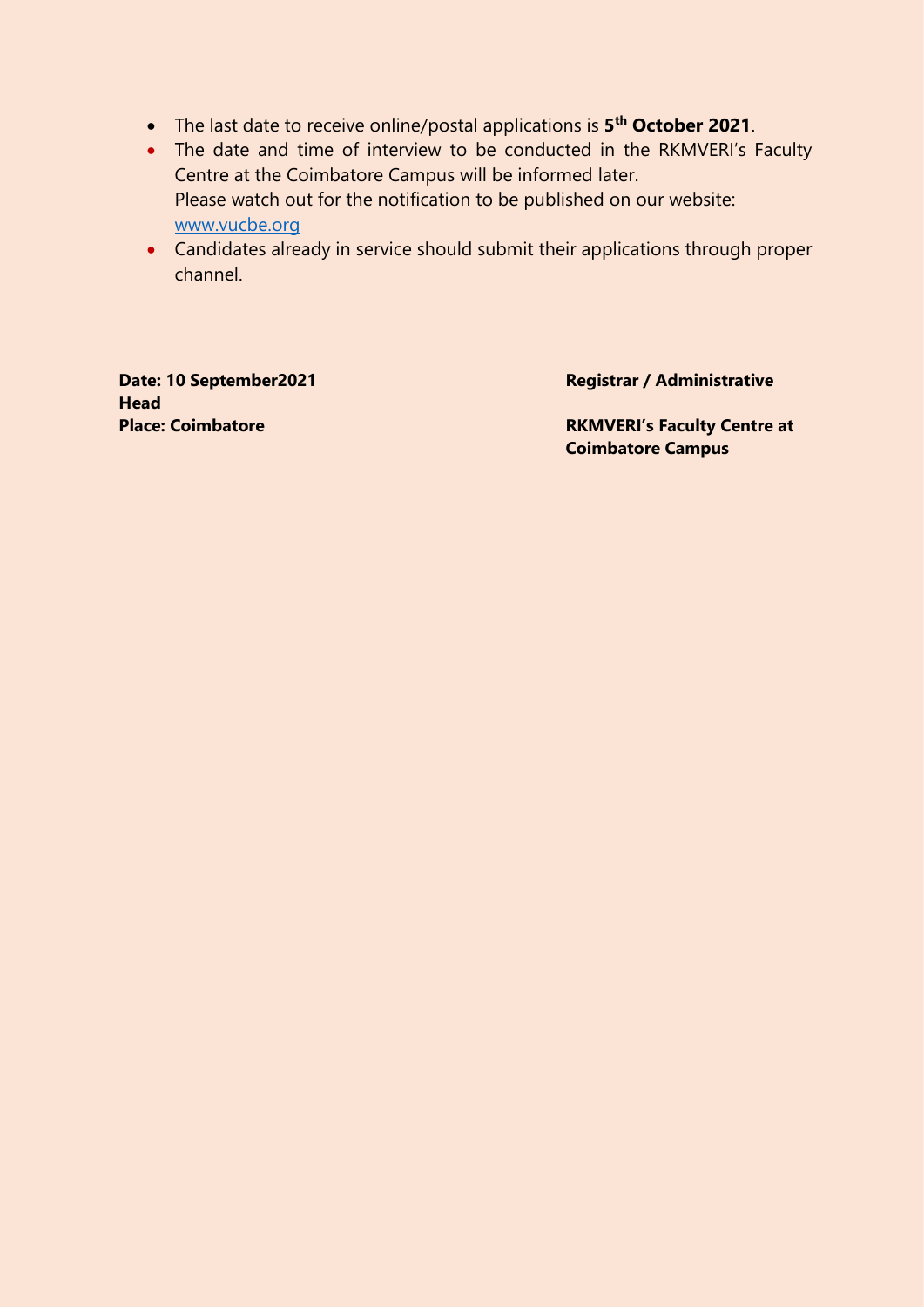- The last date to receive online/postal applications is **5th October 2021**.
- The date and time of interview to be conducted in the RKMVERI's Faculty Centre at the Coimbatore Campus will be informed later.
  Please watch out for the notification to be published on our website: [www.vucbe.org](www.vucbe.org)
- Candidates already in service should submit their applications through proper channel.

**Date: 10 September2021**
**Place: Coimbatore**

**Registrar / Administrative Head**
**RKMVERI's Faculty Centre at Coimbatore Campus**